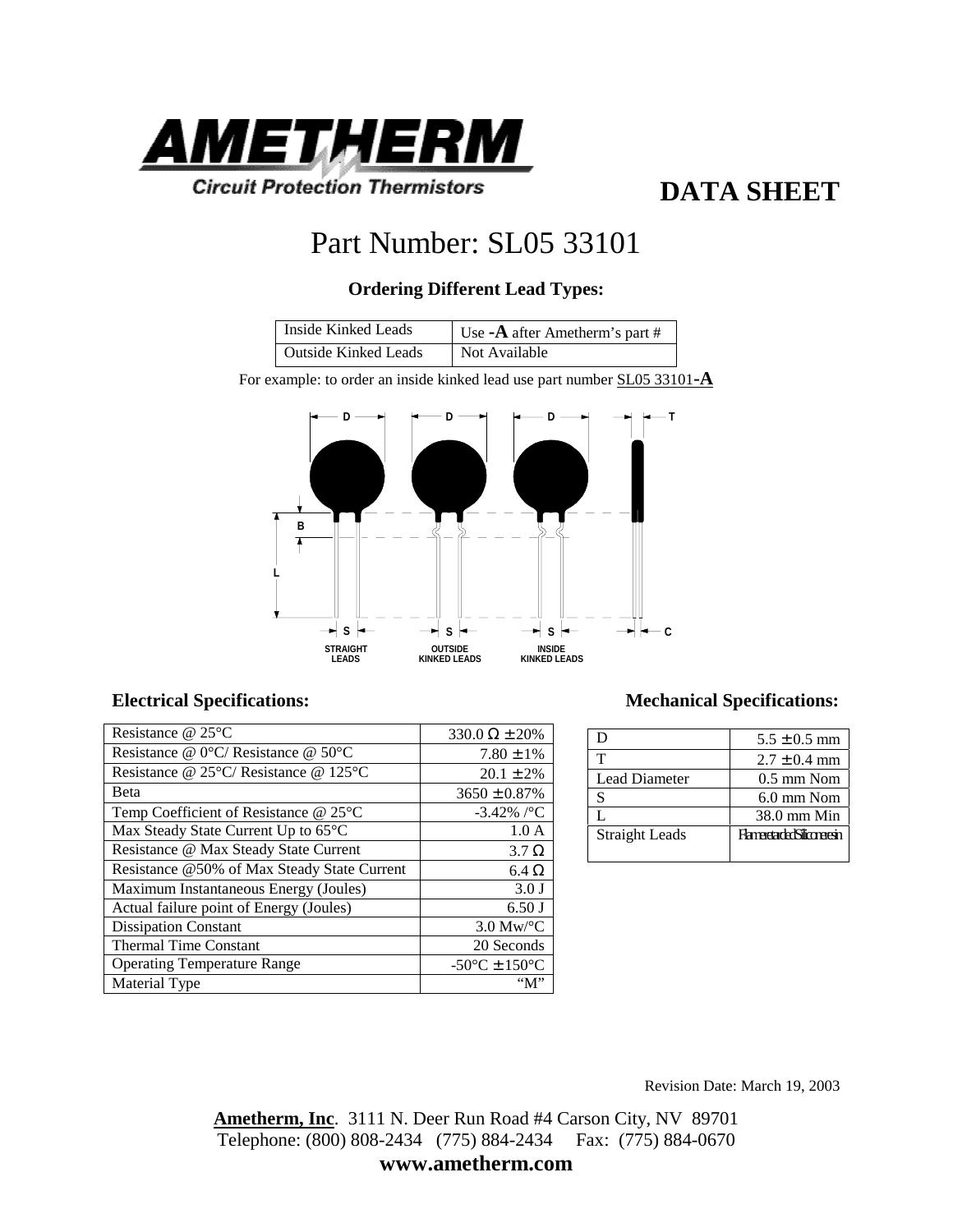# AMETHERM

Circuit Protection Thermistors

## DATA SHEET

# Part Number: SL05 33101

### Ordering Different Lead Types:

| Inside Kinked Leads | Use **-A** after Ametherm's part # |
|---|---|
| Outside Kinked Leads | Not Available |

For example: to order an inside kinked lead use part number SL05 33101**-A**

D D D T

B

L

S S S C

STRAIGHT LEADS    OUTSIDE KINKED LEADS    INSIDE KINKED LEADS

### Electrical Specifications:

| Parameter | Value |
|---|---|
| Resistance @ 25°C | 330.0 Ω ± 20% |
| Resistance @ 0°C/ Resistance @ 50°C | 7.80 ± 1% |
| Resistance @ 25°C/ Resistance @ 125°C | 20.1 ± 2% |
| Beta | 3650 ± 0.87% |
| Temp Coefficient of Resistance @ 25°C | -3.42% /°C |
| Max Steady State Current Up to 65°C | 1.0 A |
| Resistance @ Max Steady State Current | 3.7 Ω |
| Resistance @50% of Max Steady State Current | 6.4 Ω |
| Maximum Instantaneous Energy (Joules) | 3.0 J |
| Actual failure point of Energy (Joules) | 6.50 J |
| Dissipation Constant | 3.0 Mw/°C |
| Thermal Time Constant | 20 Seconds |
| Operating Temperature Range | -50°C ± 150°C |
| Material Type | "M" |

### Mechanical Specifications:

| Parameter | Value |
|---|---|
| D | 5.5 ± 0.5 mm |
| T | 2.7 ± 0.4 mm |
| Lead Diameter | 0.5 mm Nom |
| S | 6.0 mm Nom |
| L | 38.0 mm Min |
| Straight Leads | Flame retarded Silicone resin |

Revision Date: March 19, 2003

**Ametherm, Inc**. 3111 N. Deer Run Road #4 Carson City, NV 89701
Telephone: (800) 808-2434 (775) 884-2434 Fax: (775) 884-0670
**www.ametherm.com**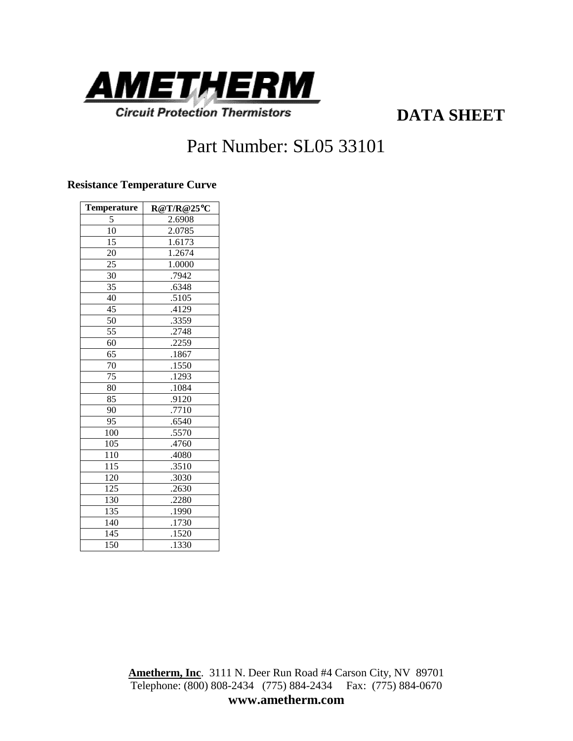AMETHERM

Circuit Protection Thermistors

# DATA SHEET

## Part Number: SL05 33101

### Resistance Temperature Curve

| Temperature | R@T/R@25°C |
|---|---|
| 5 | 2.6908 |
| 10 | 2.0785 |
| 15 | 1.6173 |
| 20 | 1.2674 |
| 25 | 1.0000 |
| 30 | .7942 |
| 35 | .6348 |
| 40 | .5105 |
| 45 | .4129 |
| 50 | .3359 |
| 55 | .2748 |
| 60 | .2259 |
| 65 | .1867 |
| 70 | .1550 |
| 75 | .1293 |
| 80 | .1084 |
| 85 | .9120 |
| 90 | .7710 |
| 95 | .6540 |
| 100 | .5570 |
| 105 | .4760 |
| 110 | .4080 |
| 115 | .3510 |
| 120 | .3030 |
| 125 | .2630 |
| 130 | .2280 |
| 135 | .1990 |
| 140 | .1730 |
| 145 | .1520 |
| 150 | .1330 |

**Ametherm, Inc**. 3111 N. Deer Run Road #4 Carson City, NV 89701
Telephone: (800) 808-2434 (775) 884-2434 Fax: (775) 884-0670
**www.ametherm.com**